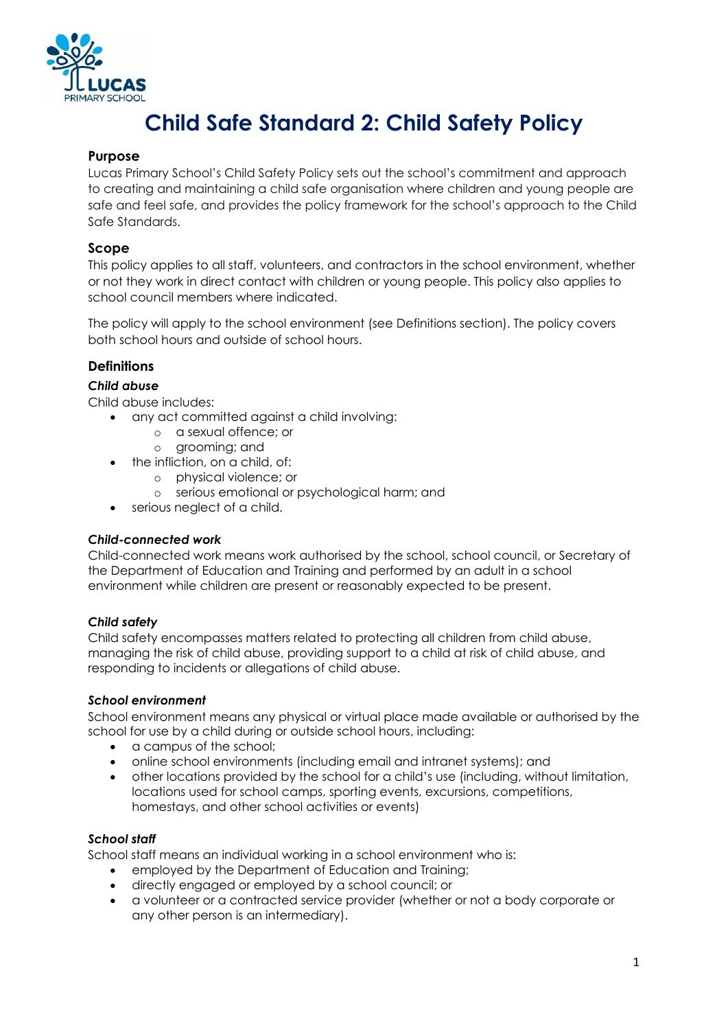# Child Safe Standard 2: Child Safety Policy

## Purpose

Lucas Primary School's Child Safety Policy sets out the school's commitment and approach to creating and maintaining a child safe organisation where children and young people are safe and feel safe, and provides the policy framework for the school's approach to the Child Safe Standards.

## Scope

This policy applies to all staff, volunteers, and contractors in the school environment, whether or not they work in direct contact with children or young people. This policy also applies to school council members where indicated.

The policy will apply to the school environment (see Definitions section). The policy covers both school hours and outside of school hours.

## Definitions

### *Child abuse*

Child abuse includes:

- any act committed against a child involving:
  - a sexual offence; or
  - grooming; and
- the infliction, on a child, of:
  - physical violence; or
  - serious emotional or psychological harm; and
- serious neglect of a child.

### *Child-connected work*

Child-connected work means work authorised by the school, school council, or Secretary of the Department of Education and Training and performed by an adult in a school environment while children are present or reasonably expected to be present.

### *Child safety*

Child safety encompasses matters related to protecting all children from child abuse, managing the risk of child abuse, providing support to a child at risk of child abuse, and responding to incidents or allegations of child abuse.

### *School environment*

School environment means any physical or virtual place made available or authorised by the school for use by a child during or outside school hours, including:

- a campus of the school;
- online school environments (including email and intranet systems); and
- other locations provided by the school for a child's use (including, without limitation, locations used for school camps, sporting events, excursions, competitions, homestays, and other school activities or events)

### *School staff*

School staff means an individual working in a school environment who is:

- employed by the Department of Education and Training;
- directly engaged or employed by a school council; or
- a volunteer or a contracted service provider (whether or not a body corporate or any other person is an intermediary).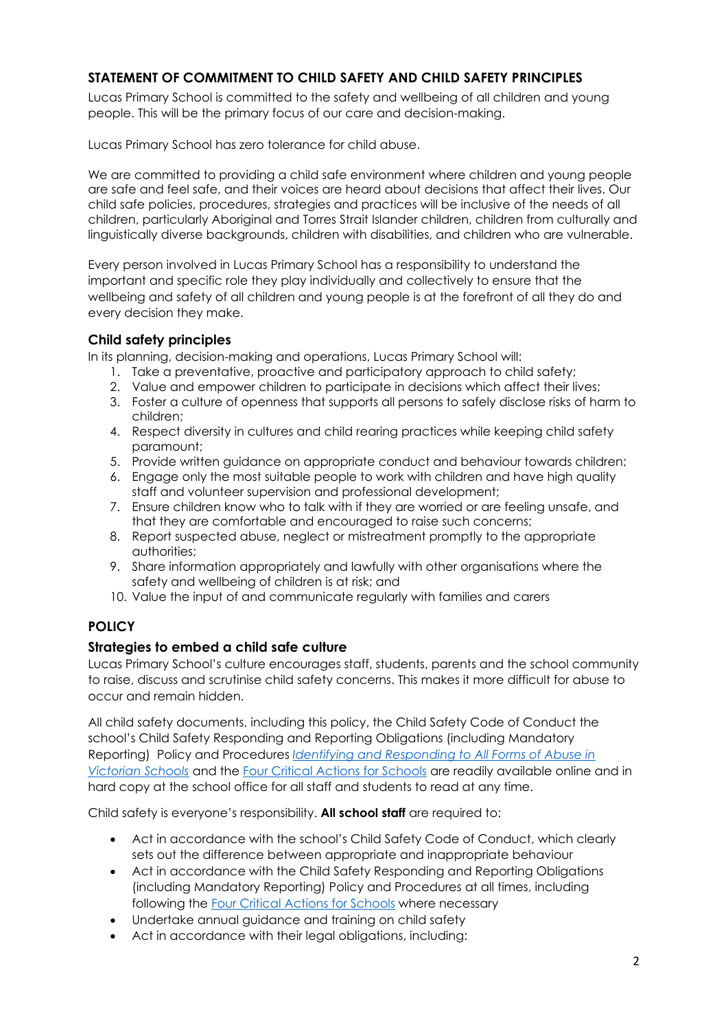## STATEMENT OF COMMITMENT TO CHILD SAFETY AND CHILD SAFETY PRINCIPLES

Lucas Primary School is committed to the safety and wellbeing of all children and young people. This will be the primary focus of our care and decision-making.

Lucas Primary School has zero tolerance for child abuse.

We are committed to providing a child safe environment where children and young people are safe and feel safe, and their voices are heard about decisions that affect their lives. Our child safe policies, procedures, strategies and practices will be inclusive of the needs of all children, particularly Aboriginal and Torres Strait Islander children, children from culturally and linguistically diverse backgrounds, children with disabilities, and children who are vulnerable.

Every person involved in Lucas Primary School has a responsibility to understand the important and specific role they play individually and collectively to ensure that the wellbeing and safety of all children and young people is at the forefront of all they do and every decision they make.

### Child safety principles

In its planning, decision-making and operations, Lucas Primary School will:

1. Take a preventative, proactive and participatory approach to child safety;
2. Value and empower children to participate in decisions which affect their lives;
3. Foster a culture of openness that supports all persons to safely disclose risks of harm to children;
4. Respect diversity in cultures and child rearing practices while keeping child safety paramount;
5. Provide written guidance on appropriate conduct and behaviour towards children;
6. Engage only the most suitable people to work with children and have high quality staff and volunteer supervision and professional development;
7. Ensure children know who to talk with if they are worried or are feeling unsafe, and that they are comfortable and encouraged to raise such concerns;
8. Report suspected abuse, neglect or mistreatment promptly to the appropriate authorities;
9. Share information appropriately and lawfully with other organisations where the safety and wellbeing of children is at risk; and
10. Value the input of and communicate regularly with families and carers

## POLICY

### Strategies to embed a child safe culture

Lucas Primary School's culture encourages staff, students, parents and the school community to raise, discuss and scrutinise child safety concerns. This makes it more difficult for abuse to occur and remain hidden.

All child safety documents, including this policy, the Child Safety Code of Conduct the school's Child Safety Responding and Reporting Obligations (including Mandatory Reporting) Policy and Procedures *Identifying and Responding to All Forms of Abuse in Victorian Schools* and the Four Critical Actions for Schools are readily available online and in hard copy at the school office for all staff and students to read at any time.

Child safety is everyone's responsibility. **All school staff** are required to:

- Act in accordance with the school's Child Safety Code of Conduct, which clearly sets out the difference between appropriate and inappropriate behaviour
- Act in accordance with the Child Safety Responding and Reporting Obligations (including Mandatory Reporting) Policy and Procedures at all times, including following the Four Critical Actions for Schools where necessary
- Undertake annual guidance and training on child safety
- Act in accordance with their legal obligations, including: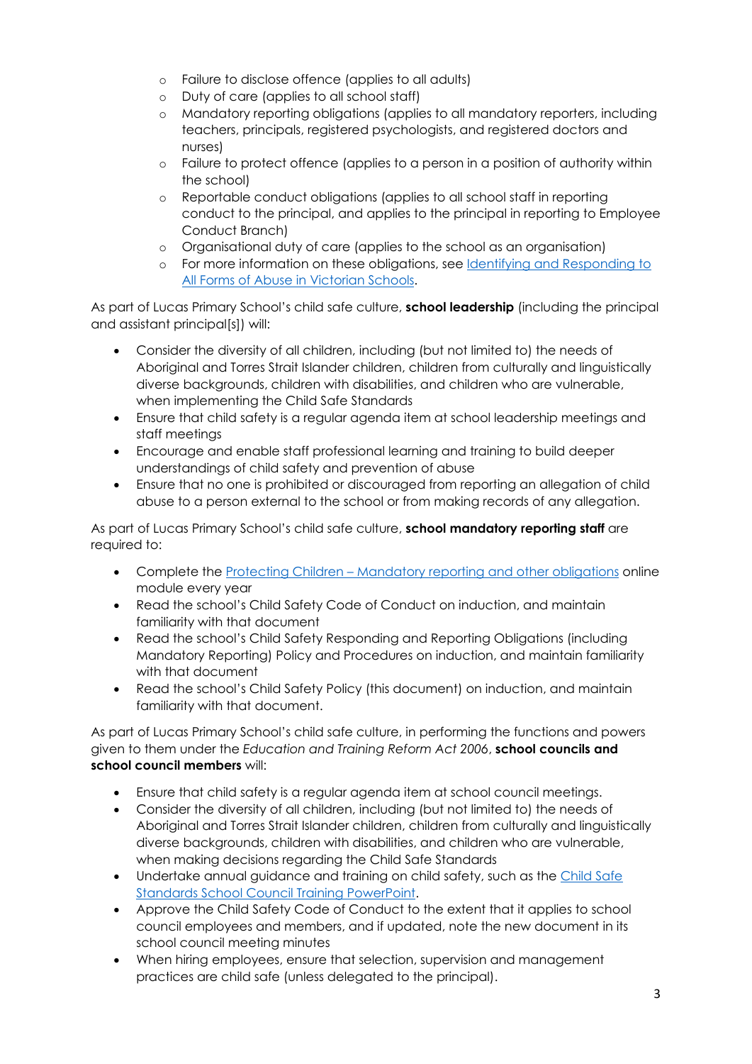- Failure to disclose offence (applies to all adults)
  - Duty of care (applies to all school staff)
  - Mandatory reporting obligations (applies to all mandatory reporters, including teachers, principals, registered psychologists, and registered doctors and nurses)
  - Failure to protect offence (applies to a person in a position of authority within the school)
  - Reportable conduct obligations (applies to all school staff in reporting conduct to the principal, and applies to the principal in reporting to Employee Conduct Branch)
  - Organisational duty of care (applies to the school as an organisation)
  - For more information on these obligations, see [Identifying and Responding to All Forms of Abuse in Victorian Schools](#).

As part of Lucas Primary School's child safe culture, **school leadership** (including the principal and assistant principal[s]) will:

- Consider the diversity of all children, including (but not limited to) the needs of Aboriginal and Torres Strait Islander children, children from culturally and linguistically diverse backgrounds, children with disabilities, and children who are vulnerable, when implementing the Child Safe Standards
- Ensure that child safety is a regular agenda item at school leadership meetings and staff meetings
- Encourage and enable staff professional learning and training to build deeper understandings of child safety and prevention of abuse
- Ensure that no one is prohibited or discouraged from reporting an allegation of child abuse to a person external to the school or from making records of any allegation.

As part of Lucas Primary School's child safe culture, **school mandatory reporting staff** are required to:

- Complete the [Protecting Children – Mandatory reporting and other obligations](#) online module every year
- Read the school's Child Safety Code of Conduct on induction, and maintain familiarity with that document
- Read the school's Child Safety Responding and Reporting Obligations (including Mandatory Reporting) Policy and Procedures on induction, and maintain familiarity with that document
- Read the school's Child Safety Policy (this document) on induction, and maintain familiarity with that document.

As part of Lucas Primary School's child safe culture, in performing the functions and powers given to them under the *Education and Training Reform Act 2006*, **school councils and school council members** will:

- Ensure that child safety is a regular agenda item at school council meetings.
- Consider the diversity of all children, including (but not limited to) the needs of Aboriginal and Torres Strait Islander children, children from culturally and linguistically diverse backgrounds, children with disabilities, and children who are vulnerable, when making decisions regarding the Child Safe Standards
- Undertake annual guidance and training on child safety, such as the [Child Safe Standards School Council Training PowerPoint](#).
- Approve the Child Safety Code of Conduct to the extent that it applies to school council employees and members, and if updated, note the new document in its school council meeting minutes
- When hiring employees, ensure that selection, supervision and management practices are child safe (unless delegated to the principal).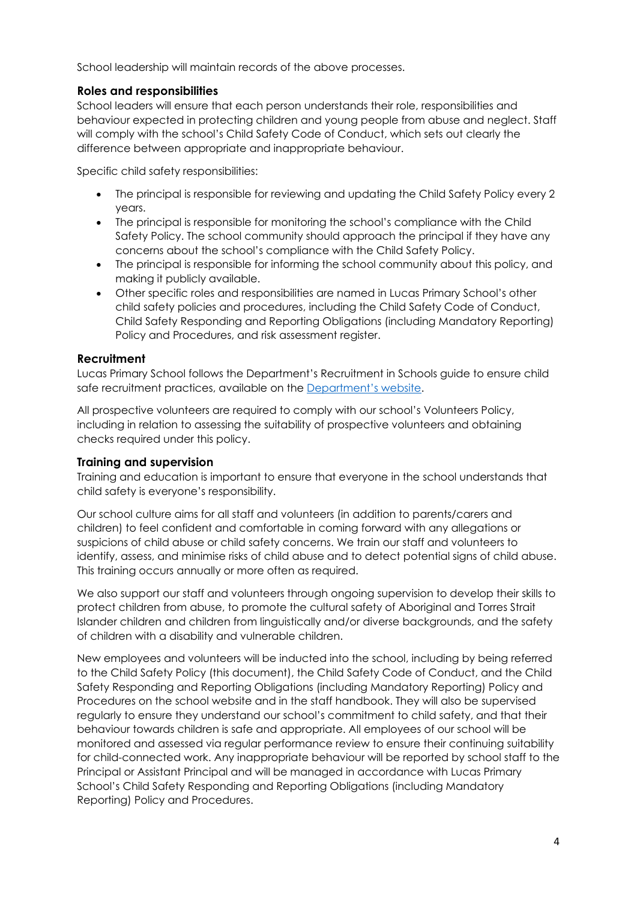School leadership will maintain records of the above processes.

### Roles and responsibilities

School leaders will ensure that each person understands their role, responsibilities and behaviour expected in protecting children and young people from abuse and neglect. Staff will comply with the school's Child Safety Code of Conduct, which sets out clearly the difference between appropriate and inappropriate behaviour.

Specific child safety responsibilities:

- The principal is responsible for reviewing and updating the Child Safety Policy every 2 years.
- The principal is responsible for monitoring the school's compliance with the Child Safety Policy. The school community should approach the principal if they have any concerns about the school's compliance with the Child Safety Policy.
- The principal is responsible for informing the school community about this policy, and making it publicly available.
- Other specific roles and responsibilities are named in Lucas Primary School's other child safety policies and procedures, including the Child Safety Code of Conduct, Child Safety Responding and Reporting Obligations (including Mandatory Reporting) Policy and Procedures, and risk assessment register.

### Recruitment

Lucas Primary School follows the Department's Recruitment in Schools guide to ensure child safe recruitment practices, available on the Department's website.

All prospective volunteers are required to comply with our school's Volunteers Policy, including in relation to assessing the suitability of prospective volunteers and obtaining checks required under this policy.

### Training and supervision

Training and education is important to ensure that everyone in the school understands that child safety is everyone's responsibility.

Our school culture aims for all staff and volunteers (in addition to parents/carers and children) to feel confident and comfortable in coming forward with any allegations or suspicions of child abuse or child safety concerns. We train our staff and volunteers to identify, assess, and minimise risks of child abuse and to detect potential signs of child abuse. This training occurs annually or more often as required.

We also support our staff and volunteers through ongoing supervision to develop their skills to protect children from abuse, to promote the cultural safety of Aboriginal and Torres Strait Islander children and children from linguistically and/or diverse backgrounds, and the safety of children with a disability and vulnerable children.

New employees and volunteers will be inducted into the school, including by being referred to the Child Safety Policy (this document), the Child Safety Code of Conduct, and the Child Safety Responding and Reporting Obligations (including Mandatory Reporting) Policy and Procedures on the school website and in the staff handbook. They will also be supervised regularly to ensure they understand our school's commitment to child safety, and that their behaviour towards children is safe and appropriate. All employees of our school will be monitored and assessed via regular performance review to ensure their continuing suitability for child-connected work. Any inappropriate behaviour will be reported by school staff to the Principal or Assistant Principal and will be managed in accordance with Lucas Primary School's Child Safety Responding and Reporting Obligations (including Mandatory Reporting) Policy and Procedures.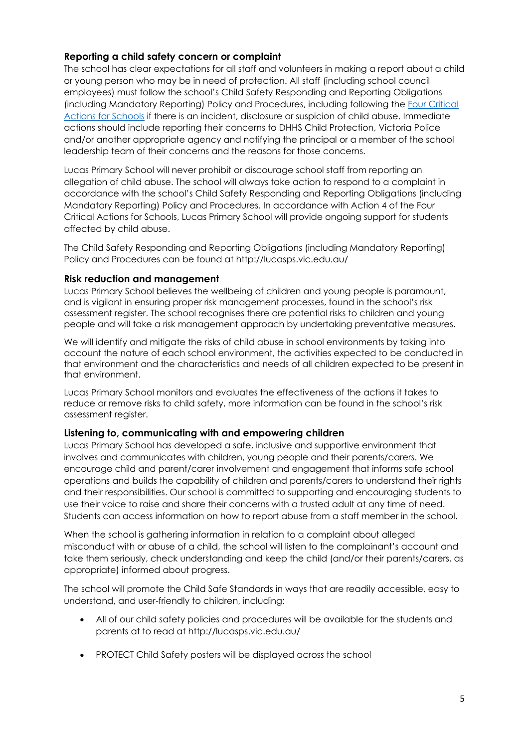### Reporting a child safety concern or complaint

The school has clear expectations for all staff and volunteers in making a report about a child or young person who may be in need of protection. All staff (including school council employees) must follow the school's Child Safety Responding and Reporting Obligations (including Mandatory Reporting) Policy and Procedures, including following the [Four Critical Actions for Schools]() if there is an incident, disclosure or suspicion of child abuse. Immediate actions should include reporting their concerns to DHHS Child Protection, Victoria Police and/or another appropriate agency and notifying the principal or a member of the school leadership team of their concerns and the reasons for those concerns.

Lucas Primary School will never prohibit or discourage school staff from reporting an allegation of child abuse. The school will always take action to respond to a complaint in accordance with the school's Child Safety Responding and Reporting Obligations (including Mandatory Reporting) Policy and Procedures. In accordance with Action 4 of the Four Critical Actions for Schools, Lucas Primary School will provide ongoing support for students affected by child abuse.

The Child Safety Responding and Reporting Obligations (including Mandatory Reporting) Policy and Procedures can be found at http://lucasps.vic.edu.au/

### Risk reduction and management

Lucas Primary School believes the wellbeing of children and young people is paramount, and is vigilant in ensuring proper risk management processes, found in the school's risk assessment register. The school recognises there are potential risks to children and young people and will take a risk management approach by undertaking preventative measures.

We will identify and mitigate the risks of child abuse in school environments by taking into account the nature of each school environment, the activities expected to be conducted in that environment and the characteristics and needs of all children expected to be present in that environment.

Lucas Primary School monitors and evaluates the effectiveness of the actions it takes to reduce or remove risks to child safety, more information can be found in the school's risk assessment register.

### Listening to, communicating with and empowering children

Lucas Primary School has developed a safe, inclusive and supportive environment that involves and communicates with children, young people and their parents/carers. We encourage child and parent/carer involvement and engagement that informs safe school operations and builds the capability of children and parents/carers to understand their rights and their responsibilities. Our school is committed to supporting and encouraging students to use their voice to raise and share their concerns with a trusted adult at any time of need. Students can access information on how to report abuse from a staff member in the school.

When the school is gathering information in relation to a complaint about alleged misconduct with or abuse of a child, the school will listen to the complainant's account and take them seriously, check understanding and keep the child (and/or their parents/carers, as appropriate) informed about progress.

The school will promote the Child Safe Standards in ways that are readily accessible, easy to understand, and user-friendly to children, including:

- All of our child safety policies and procedures will be available for the students and parents at to read at http://lucasps.vic.edu.au/
- PROTECT Child Safety posters will be displayed across the school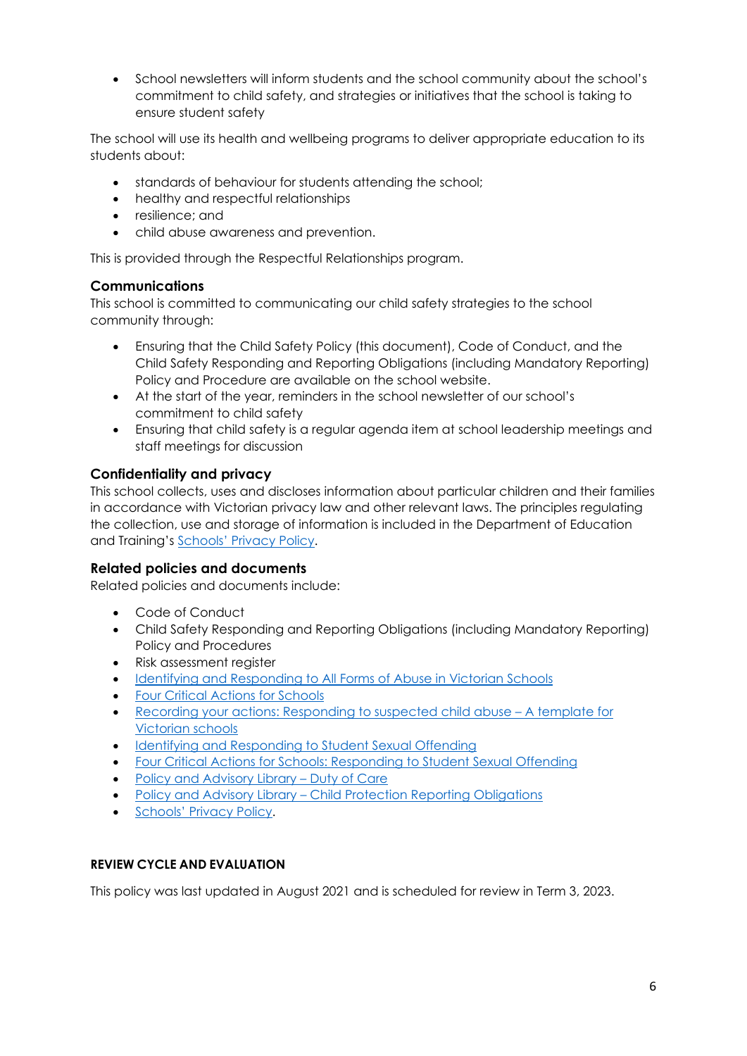- School newsletters will inform students and the school community about the school's commitment to child safety, and strategies or initiatives that the school is taking to ensure student safety

The school will use its health and wellbeing programs to deliver appropriate education to its students about:

- standards of behaviour for students attending the school;
- healthy and respectful relationships
- resilience; and
- child abuse awareness and prevention.

This is provided through the Respectful Relationships program.

### Communications

This school is committed to communicating our child safety strategies to the school community through:

- Ensuring that the Child Safety Policy (this document), Code of Conduct, and the Child Safety Responding and Reporting Obligations (including Mandatory Reporting) Policy and Procedure are available on the school website.
- At the start of the year, reminders in the school newsletter of our school's commitment to child safety
- Ensuring that child safety is a regular agenda item at school leadership meetings and staff meetings for discussion

### Confidentiality and privacy

This school collects, uses and discloses information about particular children and their families in accordance with Victorian privacy law and other relevant laws. The principles regulating the collection, use and storage of information is included in the Department of Education and Training's Schools' Privacy Policy.

### Related policies and documents

Related policies and documents include:

- Code of Conduct
- Child Safety Responding and Reporting Obligations (including Mandatory Reporting) Policy and Procedures
- Risk assessment register
- Identifying and Responding to All Forms of Abuse in Victorian Schools
- Four Critical Actions for Schools
- Recording your actions: Responding to suspected child abuse – A template for Victorian schools
- Identifying and Responding to Student Sexual Offending
- Four Critical Actions for Schools: Responding to Student Sexual Offending
- Policy and Advisory Library – Duty of Care
- Policy and Advisory Library – Child Protection Reporting Obligations
- Schools' Privacy Policy.

## REVIEW CYCLE AND EVALUATION

This policy was last updated in August 2021 and is scheduled for review in Term 3, 2023.